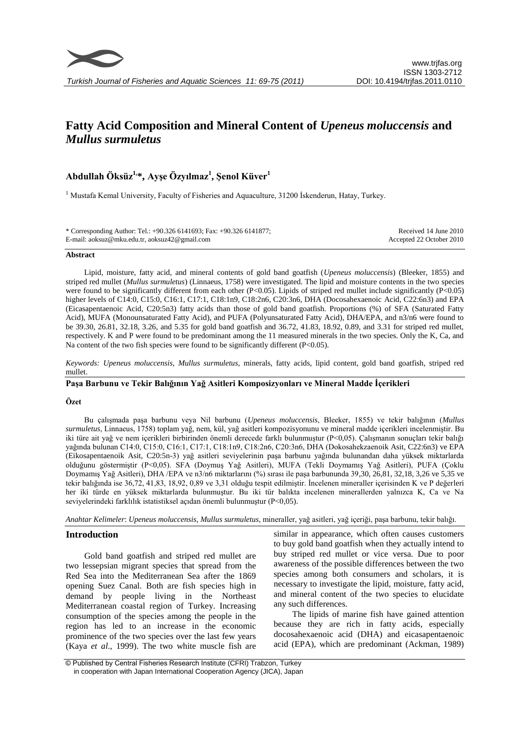# Fatty Acid Composition and Mineral Content of *Upeneus moluccensis* and *Mullus surmuletus*

**Abdullah Öksüz[1,*], Ayşe Özyılmaz[1], Şenol Küver[1]**

[1] Mustafa Kemal University, Faculty of Fisheries and Aquaculture, 31200 İskenderun, Hatay, Turkey.

\* Corresponding Author: Tel.: +90.326 6141693; Fax: +90.326 6141877; E-mail: aoksuz@mku.edu.tr, aoksuz42@gmail.com

Received 14 June 2010
Accepted 22 October 2010

## Abstract

Lipid, moisture, fatty acid, and mineral contents of gold band goatfish (*Upeneus moluccensis*) (Bleeker, 1855) and striped red mullet (*Mullus surmuletus*) (Linnaeus, 1758) were investigated. The lipid and moisture contents in the two species were found to be significantly different from each other (P<0.05). Lipids of striped red mullet include significantly (P<0.05) higher levels of C14:0, C15:0, C16:1, C17:1, C18:1n9, C18:2n6, C20:3n6, DHA (Docosahexaenoic Acid, C22:6n3) and EPA (Eicasapentaenoic Acid, C20:5n3) fatty acids than those of gold band goatfish. Proportions (%) of SFA (Saturated Fatty Acid), MUFA (Monounsaturated Fatty Acid), and PUFA (Polyunsaturated Fatty Acid), DHA/EPA, and n3/n6 were found to be 39.30, 26.81, 32.18, 3.26, and 5.35 for gold band goatfish and 36.72, 41.83, 18.92, 0.89, and 3.31 for striped red mullet, respectively. K and P were found to be predominant among the 11 measured minerals in the two species. Only the K, Ca, and Na content of the two fish species were found to be significantly different (P<0.05).

*Keywords*: *Upeneus moluccensis*, *Mullus surmuletus*, minerals, fatty acids, lipid content, gold band goatfish, striped red mullet.

## Paşa Barbunu ve Tekir Balığının Yağ Asitleri Komposizyonları ve Mineral Madde İçerikleri

### Özet

Bu çalışmada paşa barbunu veya Nil barbunu (*Upeneus moluccensis*, Bleeker, 1855) ve tekir balığının (*Mullus surmuletus*, Linnaeus, 1758) toplam yağ, nem, kül, yağ asitleri kompozisyonunu ve mineral madde içerikleri incelenmiştir. Bu iki türe ait yağ ve nem içerikleri birbirinden önemli derecede farklı bulunmuştur (P<0,05). Çalışmanın sonuçları tekir balığı yağında bulunan C14:0, C15:0, C16:1, C17:1, C18:1n9, C18:2n6, C20:3n6, DHA (Dokosahekzaenoik Asit, C22:6n3) ve EPA (Eikosapentaenoik Asit, C20:5n-3) yağ asitleri seviyelerinin paşa barbunu yağında bulunandan daha yüksek miktarlarda olduğunu göstermiştir (P<0,05). SFA (Doymuş Yağ Asitleri), MUFA (Tekli Doymamış Yağ Asitleri), PUFA (Çoklu Doymamış Yağ Asitleri), DHA /EPA ve n3/n6 miktarlarını (%) sırası ile paşa barbununda 39,30, 26,81, 32,18, 3,26 ve 5,35 ve tekir balığında ise 36,72, 41,83, 18,92, 0,89 ve 3,31 olduğu tespit edilmiştir. İncelenen mineraller içerisinden K ve P değerleri her iki türde en yüksek miktarlarda bulunmuştur. Bu iki tür balıkta incelenen minerallerden yalnızca K, Ca ve Na seviyelerindeki farklılık istatistiksel açıdan önemli bulunmuştur (P<0,05).

*Anahtar Kelimeler*: *Upeneus moluccensis, Mullus surmuletus*, mineraller, yağ asitleri, yağ içeriği, paşa barbunu, tekir balığı.

## Introduction

Gold band goatfish and striped red mullet are two lessepsian migrant species that spread from the Red Sea into the Mediterranean Sea after the 1869 opening Suez Canal. Both are fish species high in demand by people living in the Northeast Mediterranean coastal region of Turkey. Increasing consumption of the species among the people in the region has led to an increase in the economic prominence of the two species over the last few years (Kaya *et al*., 1999). The two white muscle fish are similar in appearance, which often causes customers to buy gold band goatfish when they actually intend to buy striped red mullet or vice versa. Due to poor awareness of the possible differences between the two species among both consumers and scholars, it is necessary to investigate the lipid, moisture, fatty acid, and mineral content of the two species to elucidate any such differences.

The lipids of marine fish have gained attention because they are rich in fatty acids, especially docosahexaenoic acid (DHA) and eicasapentaenoic acid (EPA), which are predominant (Ackman, 1989)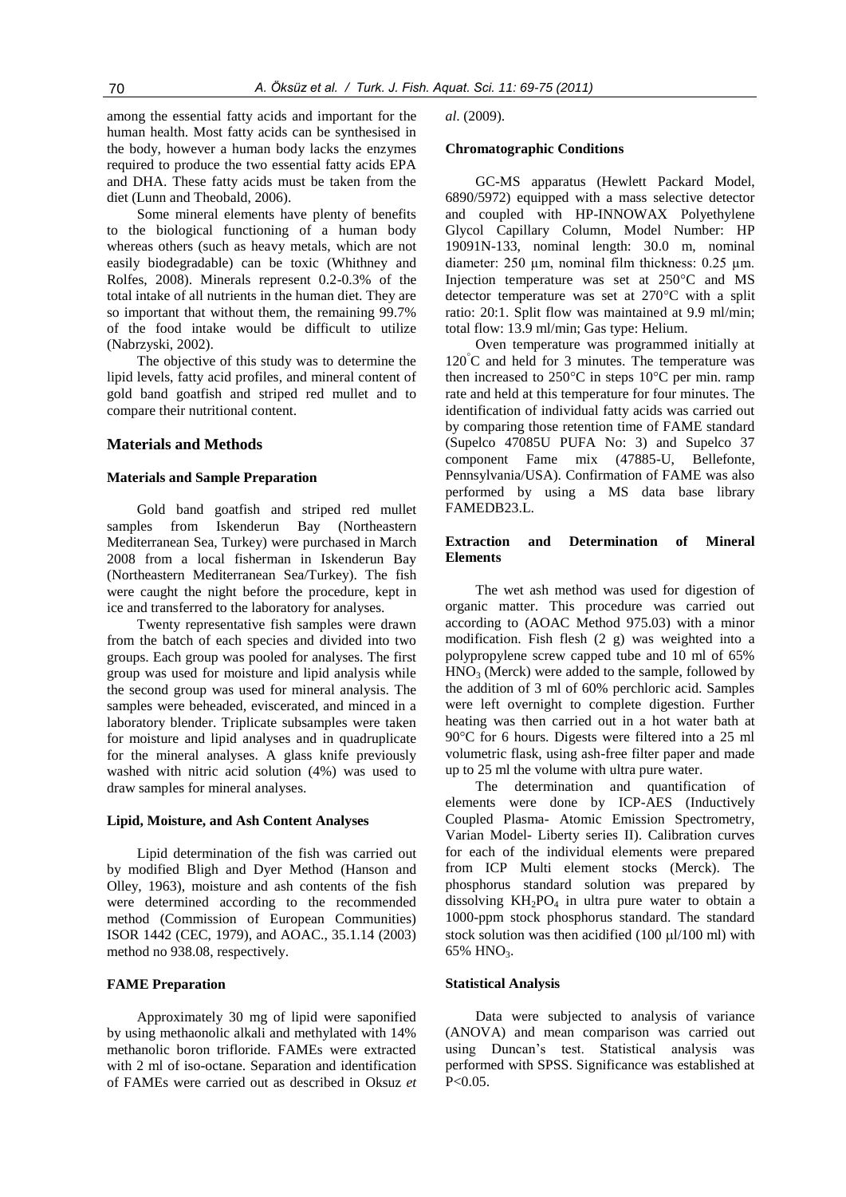among the essential fatty acids and important for the human health. Most fatty acids can be synthesised in the body, however a human body lacks the enzymes required to produce the two essential fatty acids EPA and DHA. These fatty acids must be taken from the diet (Lunn and Theobald, 2006).

Some mineral elements have plenty of benefits to the biological functioning of a human body whereas others (such as heavy metals, which are not easily biodegradable) can be toxic (Whithney and Rolfes, 2008). Minerals represent 0.2-0.3% of the total intake of all nutrients in the human diet. They are so important that without them, the remaining 99.7% of the food intake would be difficult to utilize (Nabrzyski, 2002).

The objective of this study was to determine the lipid levels, fatty acid profiles, and mineral content of gold band goatfish and striped red mullet and to compare their nutritional content.

## Materials and Methods

### Materials and Sample Preparation

Gold band goatfish and striped red mullet samples from Iskenderun Bay (Northeastern Mediterranean Sea, Turkey) were purchased in March 2008 from a local fisherman in Iskenderun Bay (Northeastern Mediterranean Sea/Turkey). The fish were caught the night before the procedure, kept in ice and transferred to the laboratory for analyses.

Twenty representative fish samples were drawn from the batch of each species and divided into two groups. Each group was pooled for analyses. The first group was used for moisture and lipid analysis while the second group was used for mineral analysis. The samples were beheaded, eviscerated, and minced in a laboratory blender. Triplicate subsamples were taken for moisture and lipid analyses and in quadruplicate for the mineral analyses. A glass knife previously washed with nitric acid solution (4%) was used to draw samples for mineral analyses.

### Lipid, Moisture, and Ash Content Analyses

Lipid determination of the fish was carried out by modified Bligh and Dyer Method (Hanson and Olley, 1963), moisture and ash contents of the fish were determined according to the recommended method (Commission of European Communities) ISOR 1442 (CEC, 1979), and AOAC., 35.1.14 (2003) method no 938.08, respectively.

### FAME Preparation

Approximately 30 mg of lipid were saponified by using methaonolic alkali and methylated with 14% methanolic boron trifloride. FAMEs were extracted with 2 ml of iso-octane. Separation and identification of FAMEs were carried out as described in Oksuz *et al*. (2009).

### Chromatographic Conditions

GC-MS apparatus (Hewlett Packard Model, 6890/5972) equipped with a mass selective detector and coupled with HP-INNOWAX Polyethylene Glycol Capillary Column, Model Number: HP 19091N-133, nominal length: 30.0 m, nominal diameter: 250 μm, nominal film thickness: 0.25 μm. Injection temperature was set at 250°C and MS detector temperature was set at 270°C with a split ratio: 20:1. Split flow was maintained at 9.9 ml/min; total flow: 13.9 ml/min; Gas type: Helium.

Oven temperature was programmed initially at 120°C and held for 3 minutes. The temperature was then increased to 250°C in steps 10°C per min. ramp rate and held at this temperature for four minutes. The identification of individual fatty acids was carried out by comparing those retention time of FAME standard (Supelco 47085U PUFA No: 3) and Supelco 37 component Fame mix (47885-U, Bellefonte, Pennsylvania/USA). Confirmation of FAME was also performed by using a MS data base library FAMEDB23.L.

### Extraction and Determination of Mineral Elements

The wet ash method was used for digestion of organic matter. This procedure was carried out according to (AOAC Method 975.03) with a minor modification. Fish flesh (2 g) was weighted into a polypropylene screw capped tube and 10 ml of 65% $HNO_3$ (Merck) were added to the sample, followed by the addition of 3 ml of 60% perchloric acid. Samples were left overnight to complete digestion. Further heating was then carried out in a hot water bath at 90°C for 6 hours. Digests were filtered into a 25 ml volumetric flask, using ash-free filter paper and made up to 25 ml the volume with ultra pure water.

The determination and quantification of elements were done by ICP-AES (Inductively Coupled Plasma- Atomic Emission Spectrometry, Varian Model- Liberty series II). Calibration curves for each of the individual elements were prepared from ICP Multi element stocks (Merck). The phosphorus standard solution was prepared by dissolving $KH_2PO_4$ in ultra pure water to obtain a 1000-ppm stock phosphorus standard. The standard stock solution was then acidified (100 μl/100 ml) with 65% $HNO_3$.

### Statistical Analysis

Data were subjected to analysis of variance (ANOVA) and mean comparison was carried out using Duncan's test. Statistical analysis was performed with SPSS. Significance was established at $P<0.05$.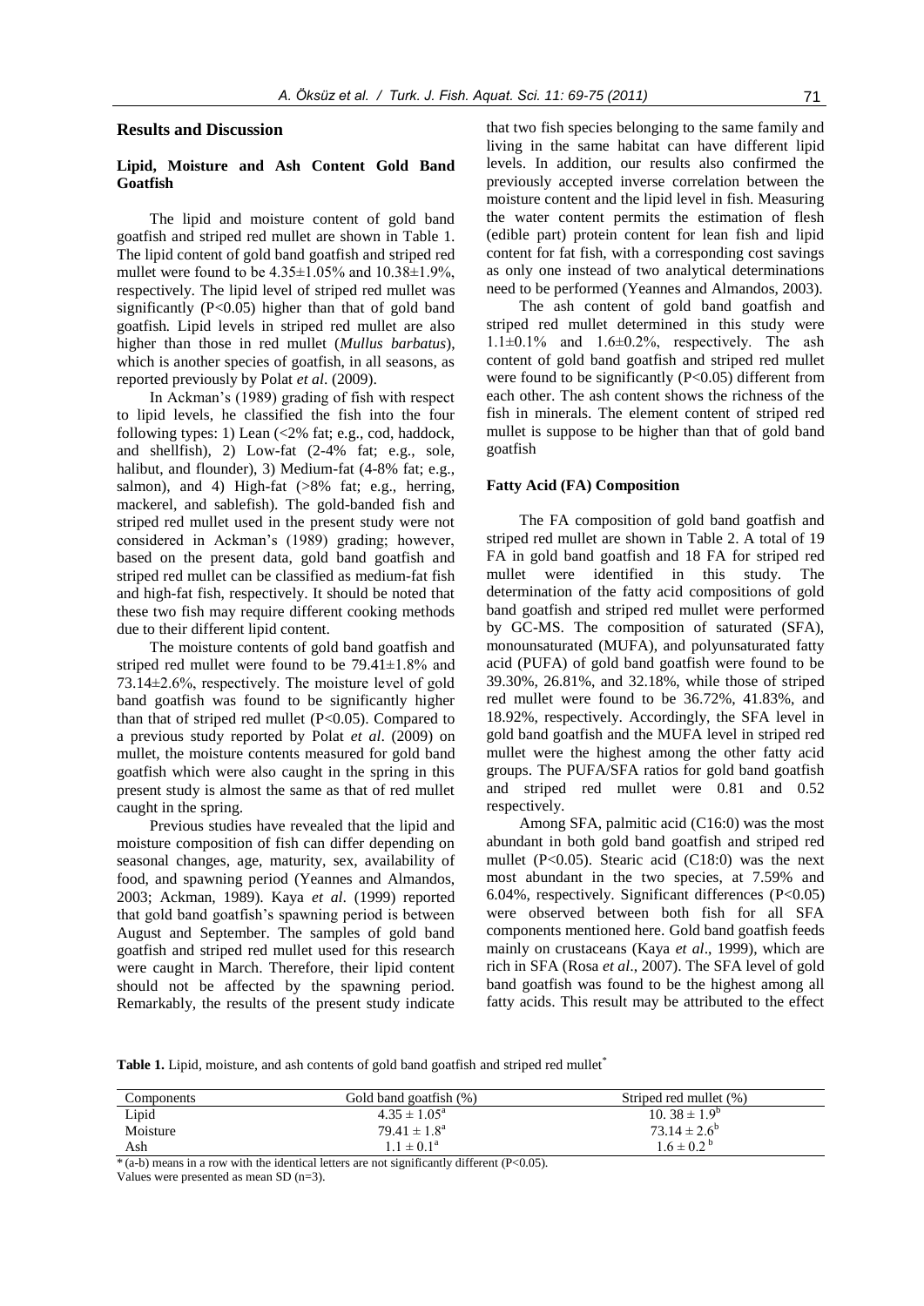## Results and Discussion

### Lipid, Moisture and Ash Content Gold Band Goatfish

The lipid and moisture content of gold band goatfish and striped red mullet are shown in Table 1. The lipid content of gold band goatfish and striped red mullet were found to be 4.35±1.05% and 10.38±1.9%, respectively. The lipid level of striped red mullet was significantly ($P<0.05$) higher than that of gold band goatfish. Lipid levels in striped red mullet are also higher than those in red mullet (*Mullus barbatus*), which is another species of goatfish, in all seasons, as reported previously by Polat *et al*. (2009).

In Ackman's (1989) grading of fish with respect to lipid levels, he classified the fish into the four following types: 1) Lean (<2% fat; e.g., cod, haddock, and shellfish), 2) Low-fat (2-4% fat; e.g., sole, halibut, and flounder), 3) Medium-fat (4-8% fat; e.g., salmon), and 4) High-fat (>8% fat; e.g., herring, mackerel, and sablefish). The gold-banded fish and striped red mullet used in the present study were not considered in Ackman's (1989) grading; however, based on the present data, gold band goatfish and striped red mullet can be classified as medium-fat fish and high-fat fish, respectively. It should be noted that these two fish may require different cooking methods due to their different lipid content.

The moisture contents of gold band goatfish and striped red mullet were found to be 79.41±1.8% and 73.14±2.6%, respectively. The moisture level of gold band goatfish was found to be significantly higher than that of striped red mullet ($P<0.05$). Compared to a previous study reported by Polat *et al*. (2009) on mullet, the moisture contents measured for gold band goatfish which were also caught in the spring in this present study is almost the same as that of red mullet caught in the spring.

Previous studies have revealed that the lipid and moisture composition of fish can differ depending on seasonal changes, age, maturity, sex, availability of food, and spawning period (Yeannes and Almandos, 2003; Ackman, 1989). Kaya *et al*. (1999) reported that gold band goatfish's spawning period is between August and September. The samples of gold band goatfish and striped red mullet used for this research were caught in March. Therefore, their lipid content should not be affected by the spawning period. Remarkably, the results of the present study indicate that two fish species belonging to the same family and living in the same habitat can have different lipid levels. In addition, our results also confirmed the previously accepted inverse correlation between the moisture content and the lipid level in fish. Measuring the water content permits the estimation of flesh (edible part) protein content for lean fish and lipid content for fat fish, with a corresponding cost savings as only one instead of two analytical determinations need to be performed (Yeannes and Almandos, 2003).

The ash content of gold band goatfish and striped red mullet determined in this study were 1.1±0.1% and 1.6±0.2%, respectively. The ash content of gold band goatfish and striped red mullet were found to be significantly ($P<0.05$) different from each other. The ash content shows the richness of the fish in minerals. The element content of striped red mullet is suppose to be higher than that of gold band goatfish

### Fatty Acid (FA) Composition

The FA composition of gold band goatfish and striped red mullet are shown in Table 2. A total of 19 FA in gold band goatfish and 18 FA for striped red mullet were identified in this study. The determination of the fatty acid compositions of gold band goatfish and striped red mullet were performed by GC-MS. The composition of saturated (SFA), monounsaturated (MUFA), and polyunsaturated fatty acid (PUFA) of gold band goatfish were found to be 39.30%, 26.81%, and 32.18%, while those of striped red mullet were found to be 36.72%, 41.83%, and 18.92%, respectively. Accordingly, the SFA level in gold band goatfish and the MUFA level in striped red mullet were the highest among the other fatty acid groups. The PUFA/SFA ratios for gold band goatfish and striped red mullet were 0.81 and 0.52 respectively.

Among SFA, palmitic acid (C16:0) was the most abundant in both gold band goatfish and striped red mullet ($P<0.05$). Stearic acid (C18:0) was the next most abundant in the two species, at 7.59% and 6.04%, respectively. Significant differences ($P<0.05$) were observed between both fish for all SFA components mentioned here. Gold band goatfish feeds mainly on crustaceans (Kaya *et al*., 1999), which are rich in SFA (Rosa *et al*., 2007). The SFA level of gold band goatfish was found to be the highest among all fatty acids. This result may be attributed to the effect

**Table 1.** Lipid, moisture, and ash contents of gold band goatfish and striped red mullet*

| Components | Gold band goatfish (%) | Striped red mullet (%) |
|---|---|---|
| Lipid | $4.35 \pm 1.05^a$ | $10.\ 38 \pm 1.9^b$ |
| Moisture | $79.41 \pm 1.8^a$ | $73.14 \pm 2.6^b$ |
| Ash | $1.1 \pm 0.1^a$ | $1.6 \pm 0.2^b$ |

* (a-b) means in a row with the identical letters are not significantly different ($P<0.05$).
Values were presented as mean SD (n=3).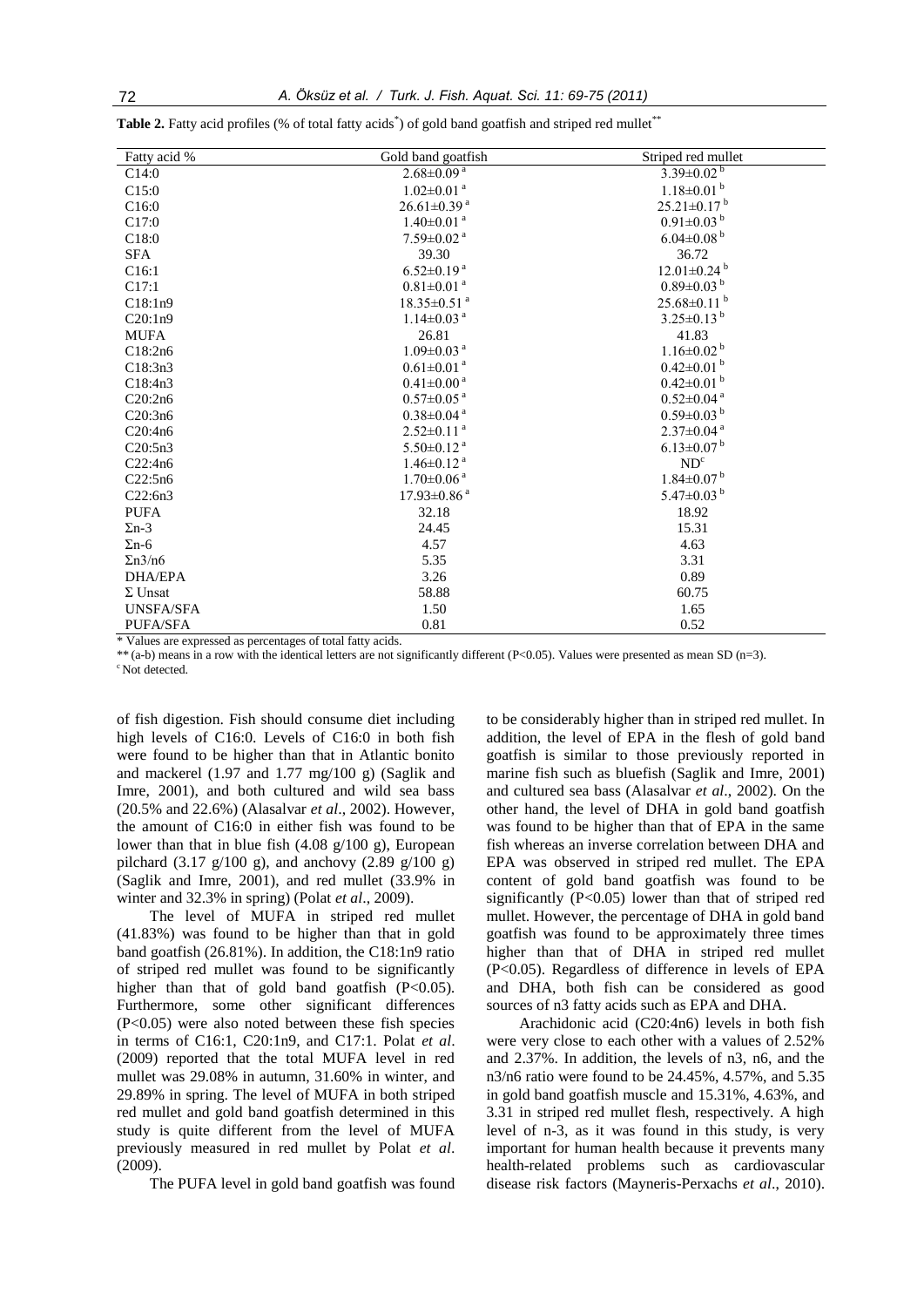**Table 2.** Fatty acid profiles (% of total fatty acids*) of gold band goatfish and striped red mullet**

| Fatty acid % | Gold band goatfish | Striped red mullet |
|---|---|---|
| C14:0 | 2.68±0.09 [a] | 3.39±0.02 [b] |
| C15:0 | 1.02±0.01 [a] | 1.18±0.01 [b] |
| C16:0 | 26.61±0.39 [a] | 25.21±0.17 [b] |
| C17:0 | 1.40±0.01 [a] | 0.91±0.03 [b] |
| C18:0 | 7.59±0.02 [a] | 6.04±0.08 [b] |
| SFA | 39.30 | 36.72 |
| C16:1 | 6.52±0.19 [a] | 12.01±0.24 [b] |
| C17:1 | 0.81±0.01 [a] | 0.89±0.03 [b] |
| C18:1n9 | 18.35±0.51 [a] | 25.68±0.11 [b] |
| C20:1n9 | 1.14±0.03 [a] | 3.25±0.13 [b] |
| MUFA | 26.81 | 41.83 |
| C18:2n6 | 1.09±0.03 [a] | 1.16±0.02 [b] |
| C18:3n3 | 0.61±0.01 [a] | 0.42±0.01 [b] |
| C18:4n3 | 0.41±0.00 [a] | 0.42±0.01 [b] |
| C20:2n6 | 0.57±0.05 [a] | 0.52±0.04 [a] |
| C20:3n6 | 0.38±0.04 [a] | 0.59±0.03 [b] |
| C20:4n6 | 2.52±0.11 [a] | 2.37±0.04 [a] |
| C20:5n3 | 5.50±0.12 [a] | 6.13±0.07 [b] |
| C22:4n6 | 1.46±0.12 [a] | ND[c] |
| C22:5n6 | 1.70±0.06 [a] | 1.84±0.07 [b] |
| C22:6n3 | 17.93±0.86 [a] | 5.47±0.03 [b] |
| PUFA | 32.18 | 18.92 |
| Σn-3 | 24.45 | 15.31 |
| Σn-6 | 4.57 | 4.63 |
| Σn3/n6 | 5.35 | 3.31 |
| DHA/EPA | 3.26 | 0.89 |
| Σ Unsat | 58.88 | 60.75 |
| UNSFA/SFA | 1.50 | 1.65 |
| PUFA/SFA | 0.81 | 0.52 |

* Values are expressed as percentages of total fatty acids.

** (a-b) means in a row with the identical letters are not significantly different (P<0.05). Values were presented as mean SD (n=3).

[c] Not detected.

of fish digestion. Fish should consume diet including high levels of C16:0. Levels of C16:0 in both fish were found to be higher than that in Atlantic bonito and mackerel (1.97 and 1.77 mg/100 g) (Saglik and Imre, 2001), and both cultured and wild sea bass (20.5% and 22.6%) (Alasalvar *et al*., 2002). However, the amount of C16:0 in either fish was found to be lower than that in blue fish (4.08 g/100 g), European pilchard (3.17 g/100 g), and anchovy (2.89 g/100 g) (Saglik and Imre, 2001), and red mullet (33.9% in winter and 32.3% in spring) (Polat *et al*., 2009).

The level of MUFA in striped red mullet (41.83%) was found to be higher than that in gold band goatfish (26.81%). In addition, the C18:1n9 ratio of striped red mullet was found to be significantly higher than that of gold band goatfish (P<0.05). Furthermore, some other significant differences (P<0.05) were also noted between these fish species in terms of C16:1, C20:1n9, and C17:1. Polat *et al*. (2009) reported that the total MUFA level in red mullet was 29.08% in autumn, 31.60% in winter, and 29.89% in spring. The level of MUFA in both striped red mullet and gold band goatfish determined in this study is quite different from the level of MUFA previously measured in red mullet by Polat *et al*. (2009).

The PUFA level in gold band goatfish was found to be considerably higher than in striped red mullet. In addition, the level of EPA in the flesh of gold band goatfish is similar to those previously reported in marine fish such as bluefish (Saglik and Imre, 2001) and cultured sea bass (Alasalvar *et al*., 2002). On the other hand, the level of DHA in gold band goatfish was found to be higher than that of EPA in the same fish whereas an inverse correlation between DHA and EPA was observed in striped red mullet. The EPA content of gold band goatfish was found to be significantly (P<0.05) lower than that of striped red mullet. However, the percentage of DHA in gold band goatfish was found to be approximately three times higher than that of DHA in striped red mullet (P<0.05). Regardless of difference in levels of EPA and DHA, both fish can be considered as good sources of n3 fatty acids such as EPA and DHA.

Arachidonic acid (C20:4n6) levels in both fish were very close to each other with a values of 2.52% and 2.37%. In addition, the levels of n3, n6, and the n3/n6 ratio were found to be 24.45%, 4.57%, and 5.35 in gold band goatfish muscle and 15.31%, 4.63%, and 3.31 in striped red mullet flesh, respectively. A high level of n-3, as it was found in this study, is very important for human health because it prevents many health-related problems such as cardiovascular disease risk factors (Mayneris-Perxachs *et al*., 2010).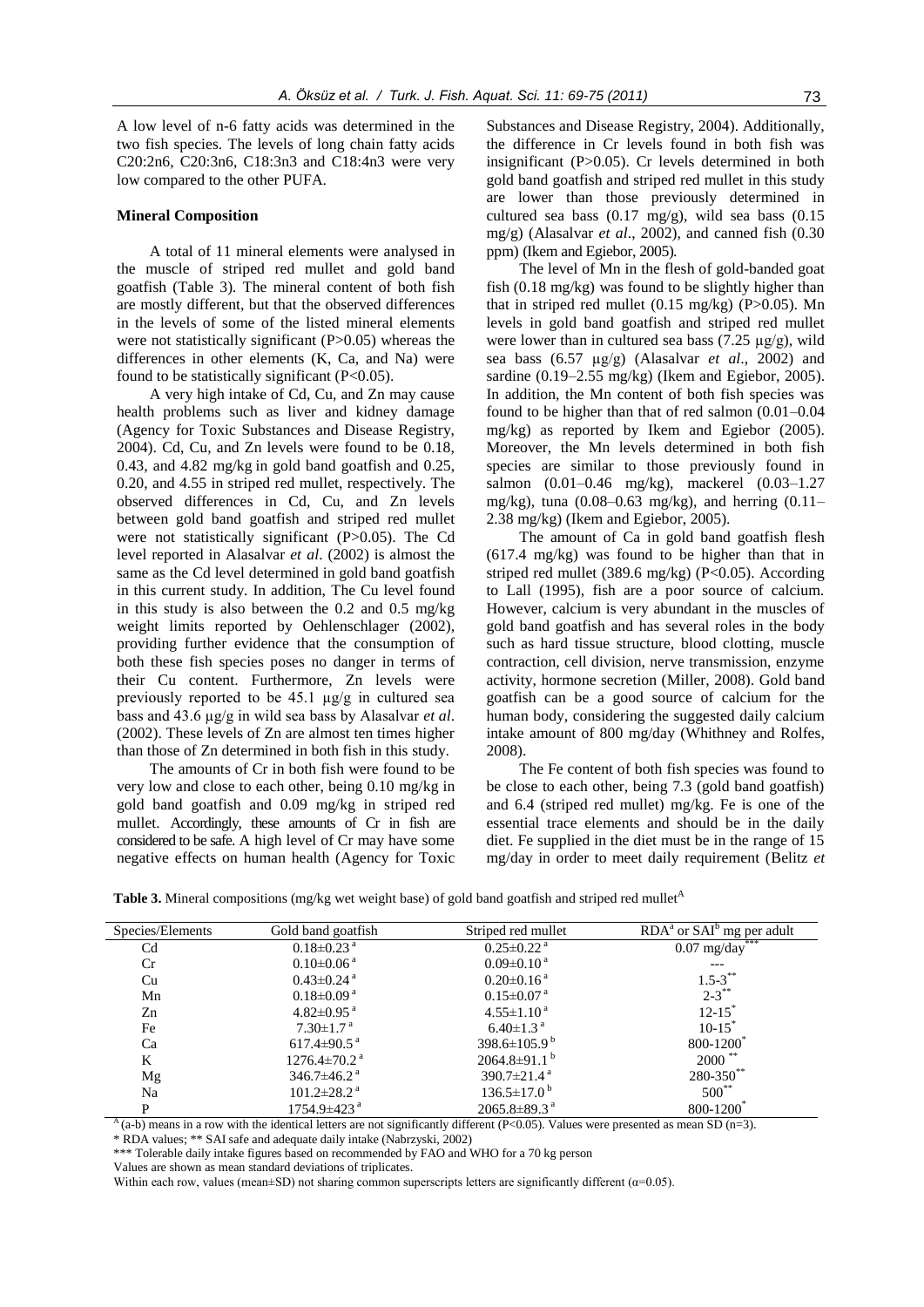A low level of n-6 fatty acids was determined in the two fish species. The levels of long chain fatty acids C20:2n6, C20:3n6, C18:3n3 and C18:4n3 were very low compared to the other PUFA.

### Mineral Composition

A total of 11 mineral elements were analysed in the muscle of striped red mullet and gold band goatfish (Table 3). The mineral content of both fish are mostly different, but that the observed differences in the levels of some of the listed mineral elements were not statistically significant ($P>0.05$) whereas the differences in other elements (K, Ca, and Na) were found to be statistically significant ($P<0.05$).

A very high intake of Cd, Cu, and Zn may cause health problems such as liver and kidney damage (Agency for Toxic Substances and Disease Registry, 2004). Cd, Cu, and Zn levels were found to be 0.18, 0.43, and 4.82 mg/kg in gold band goatfish and 0.25, 0.20, and 4.55 in striped red mullet, respectively. The observed differences in Cd, Cu, and Zn levels between gold band goatfish and striped red mullet were not statistically significant ($P>0.05$). The Cd level reported in Alasalvar *et al*. (2002) is almost the same as the Cd level determined in gold band goatfish in this current study. In addition, The Cu level found in this study is also between the 0.2 and 0.5 mg/kg weight limits reported by Oehlenschlager (2002), providing further evidence that the consumption of both these fish species poses no danger in terms of their Cu content. Furthermore, Zn levels were previously reported to be 45.1 µg/g in cultured sea bass and 43.6 µg/g in wild sea bass by Alasalvar *et al*. (2002). These levels of Zn are almost ten times higher than those of Zn determined in both fish in this study.

The amounts of Cr in both fish were found to be very low and close to each other, being 0.10 mg/kg in gold band goatfish and 0.09 mg/kg in striped red mullet. Accordingly, these amounts of Cr in fish are considered to be safe. A high level of Cr may have some negative effects on human health (Agency for Toxic Substances and Disease Registry, 2004). Additionally, the difference in Cr levels found in both fish was insignificant ($P>0.05$). Cr levels determined in both gold band goatfish and striped red mullet in this study are lower than those previously determined in cultured sea bass (0.17 mg/g), wild sea bass (0.15 mg/g) (Alasalvar *et al*., 2002), and canned fish (0.30 ppm) (Ikem and Egiebor, 2005).

The level of Mn in the flesh of gold-banded goat fish (0.18 mg/kg) was found to be slightly higher than that in striped red mullet (0.15 mg/kg) ($P>0.05$). Mn levels in gold band goatfish and striped red mullet were lower than in cultured sea bass (7.25 µg/g), wild sea bass (6.57 µg/g) (Alasalvar *et al*., 2002) and sardine (0.19–2.55 mg/kg) (Ikem and Egiebor, 2005). In addition, the Mn content of both fish species was found to be higher than that of red salmon (0.01–0.04 mg/kg) as reported by Ikem and Egiebor (2005). Moreover, the Mn levels determined in both fish species are similar to those previously found in salmon (0.01–0.46 mg/kg), mackerel (0.03–1.27 mg/kg), tuna (0.08–0.63 mg/kg), and herring (0.11–2.38 mg/kg) (Ikem and Egiebor, 2005).

The amount of Ca in gold band goatfish flesh (617.4 mg/kg) was found to be higher than that in striped red mullet (389.6 mg/kg) ($P<0.05$). According to Lall (1995), fish are a poor source of calcium. However, calcium is very abundant in the muscles of gold band goatfish and has several roles in the body such as hard tissue structure, blood clotting, muscle contraction, cell division, nerve transmission, enzyme activity, hormone secretion (Miller, 2008). Gold band goatfish can be a good source of calcium for the human body, considering the suggested daily calcium intake amount of 800 mg/day (Whithney and Rolfes, 2008).

The Fe content of both fish species was found to be close to each other, being 7.3 (gold band goatfish) and 6.4 (striped red mullet) mg/kg. Fe is one of the essential trace elements and should be in the daily diet. Fe supplied in the diet must be in the range of 15 mg/day in order to meet daily requirement (Belitz *et*

**Table 3.** Mineral compositions (mg/kg wet weight base) of gold band goatfish and striped red mullet[A]

| Species/Elements | Gold band goatfish | Striped red mullet | RDA[a] or SAI[b] mg per adult |
|---|---|---|---|
| Cd | 0.18±0.23 [a] | 0.25±0.22 [a] | 0.07 mg/day[***] |
| Cr | 0.10±0.06 [a] | 0.09±0.10 [a] | --- |
| Cu | 0.43±0.24 [a] | 0.20±0.16 [a] | 1.5-3[**] |
| Mn | 0.18±0.09 [a] | 0.15±0.07 [a] | 2-3[**] |
| Zn | 4.82±0.95 [a] | 4.55±1.10 [a] | 12-15[*] |
| Fe | 7.30±1.7 [a] | 6.40±1.3 [a] | 10-15[*] |
| Ca | 617.4±90.5 [a] | 398.6±105.9 [b] | 800-1200[*] |
| K | 1276.4±70.2 [a] | 2064.8±91.1 [b] | 2000 [**] |
| Mg | 346.7±46.2 [a] | 390.7±21.4 [a] | 280-350[**] |
| Na | 101.2±28.2 [a] | 136.5±17.0 [b] | 500[**] |
| P | 1754.9±423 [a] | 2065.8±89.3 [a] | 800-1200[*] |

[A] (a-b) means in a row with the identical letters are not significantly different ($P<0.05$). Values were presented as mean SD (n=3).

\* RDA values; \*\* SAI safe and adequate daily intake (Nabrzyski, 2002)

\*\*\* Tolerable daily intake figures based on recommended by FAO and WHO for a 70 kg person

Values are shown as mean standard deviations of triplicates.

Within each row, values (mean±SD) not sharing common superscripts letters are significantly different ($\alpha=0.05$).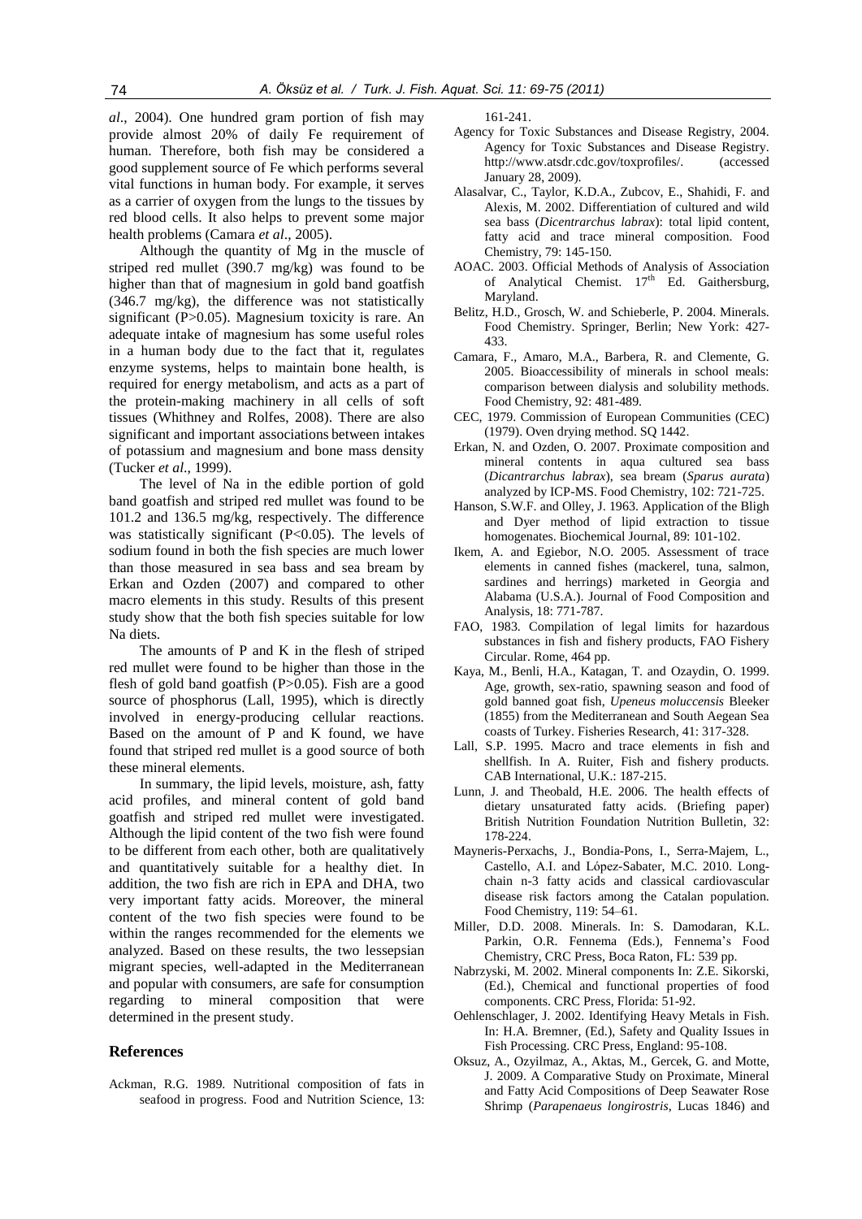*al*., 2004). One hundred gram portion of fish may provide almost 20% of daily Fe requirement of human. Therefore, both fish may be considered a good supplement source of Fe which performs several vital functions in human body. For example, it serves as a carrier of oxygen from the lungs to the tissues by red blood cells. It also helps to prevent some major health problems (Camara *et al*., 2005).

Although the quantity of Mg in the muscle of striped red mullet (390.7 mg/kg) was found to be higher than that of magnesium in gold band goatfish (346.7 mg/kg), the difference was not statistically significant ($P>0.05$). Magnesium toxicity is rare. An adequate intake of magnesium has some useful roles in a human body due to the fact that it, regulates enzyme systems, helps to maintain bone health, is required for energy metabolism, and acts as a part of the protein-making machinery in all cells of soft tissues (Whithney and Rolfes, 2008). There are also significant and important associations between intakes of potassium and magnesium and bone mass density (Tucker *et al*., 1999).

The level of Na in the edible portion of gold band goatfish and striped red mullet was found to be 101.2 and 136.5 mg/kg, respectively. The difference was statistically significant ($P<0.05$). The levels of sodium found in both the fish species are much lower than those measured in sea bass and sea bream by Erkan and Ozden (2007) and compared to other macro elements in this study. Results of this present study show that the both fish species suitable for low Na diets.

The amounts of P and K in the flesh of striped red mullet were found to be higher than those in the flesh of gold band goatfish ($P>0.05$). Fish are a good source of phosphorus (Lall, 1995), which is directly involved in energy-producing cellular reactions. Based on the amount of P and K found, we have found that striped red mullet is a good source of both these mineral elements.

In summary, the lipid levels, moisture, ash, fatty acid profiles, and mineral content of gold band goatfish and striped red mullet were investigated. Although the lipid content of the two fish were found to be different from each other, both are qualitatively and quantitatively suitable for a healthy diet. In addition, the two fish are rich in EPA and DHA, two very important fatty acids. Moreover, the mineral content of the two fish species were found to be within the ranges recommended for the elements we analyzed. Based on these results, the two lessepsian migrant species, well-adapted in the Mediterranean and popular with consumers, are safe for consumption regarding to mineral composition that were determined in the present study.

## References

Ackman, R.G. 1989. Nutritional composition of fats in seafood in progress. Food and Nutrition Science, 13: 161-241.

Agency for Toxic Substances and Disease Registry, 2004. Agency for Toxic Substances and Disease Registry. http://www.atsdr.cdc.gov/toxprofiles/. (accessed January 28, 2009).

Alasalvar, C., Taylor, K.D.A., Zubcov, E., Shahidi, F. and Alexis, M. 2002. Differentiation of cultured and wild sea bass (*Dicentrarchus labrax*): total lipid content, fatty acid and trace mineral composition. Food Chemistry, 79: 145-150.

AOAC. 2003. Official Methods of Analysis of Association of Analytical Chemist. 17th Ed. Gaithersburg, Maryland.

Belitz, H.D., Grosch, W. and Schieberle, P. 2004. Minerals. Food Chemistry. Springer, Berlin; New York: 427-433.

Camara, F., Amaro, M.A., Barbera, R. and Clemente, G. 2005. Bioaccessibility of minerals in school meals: comparison between dialysis and solubility methods. Food Chemistry, 92: 481-489.

CEC, 1979. Commission of European Communities (CEC) (1979). Oven drying method. SQ 1442.

Erkan, N. and Ozden, O. 2007. Proximate composition and mineral contents in aqua cultured sea bass (*Dicantrarchus labrax*), sea bream (*Sparus aurata*) analyzed by ICP-MS. Food Chemistry, 102: 721-725.

Hanson, S.W.F. and Olley, J. 1963. Application of the Bligh and Dyer method of lipid extraction to tissue homogenates. Biochemical Journal, 89: 101-102.

Ikem, A. and Egiebor, N.O. 2005. Assessment of trace elements in canned fishes (mackerel, tuna, salmon, sardines and herrings) marketed in Georgia and Alabama (U.S.A.). Journal of Food Composition and Analysis, 18: 771-787.

FAO, 1983. Compilation of legal limits for hazardous substances in fish and fishery products, FAO Fishery Circular. Rome, 464 pp.

Kaya, M., Benli, H.A., Katagan, T. and Ozaydin, O. 1999. Age, growth, sex-ratio, spawning season and food of gold banned goat fish, *Upeneus moluccensis* Bleeker (1855) from the Mediterranean and South Aegean Sea coasts of Turkey. Fisheries Research, 41: 317-328.

Lall, S.P. 1995. Macro and trace elements in fish and shellfish. In A. Ruiter, Fish and fishery products. CAB International, U.K.: 187-215.

Lunn, J. and Theobald, H.E. 2006. The health effects of dietary unsaturated fatty acids. (Briefing paper) British Nutrition Foundation Nutrition Bulletin, 32: 178-224.

Mayneris-Perxachs, J., Bondia-Pons, I., Serra-Majem, L., Castello, A.I. and López-Sabater, M.C. 2010. Long-chain n-3 fatty acids and classical cardiovascular disease risk factors among the Catalan population. Food Chemistry, 119: 54–61.

Miller, D.D. 2008. Minerals. In: S. Damodaran, K.L. Parkin, O.R. Fennema (Eds.), Fennema's Food Chemistry, CRC Press, Boca Raton, FL: 539 pp.

Nabrzyski, M. 2002. Mineral components In: Z.E. Sikorski, (Ed.), Chemical and functional properties of food components. CRC Press, Florida: 51-92.

Oehlenschlager, J. 2002. Identifying Heavy Metals in Fish. In: H.A. Bremner, (Ed.), Safety and Quality Issues in Fish Processing. CRC Press, England: 95-108.

Oksuz, A., Ozyilmaz, A., Aktas, M., Gercek, G. and Motte, J. 2009. A Comparative Study on Proximate, Mineral and Fatty Acid Compositions of Deep Seawater Rose Shrimp (*Parapenaeus longirostris*, Lucas 1846) and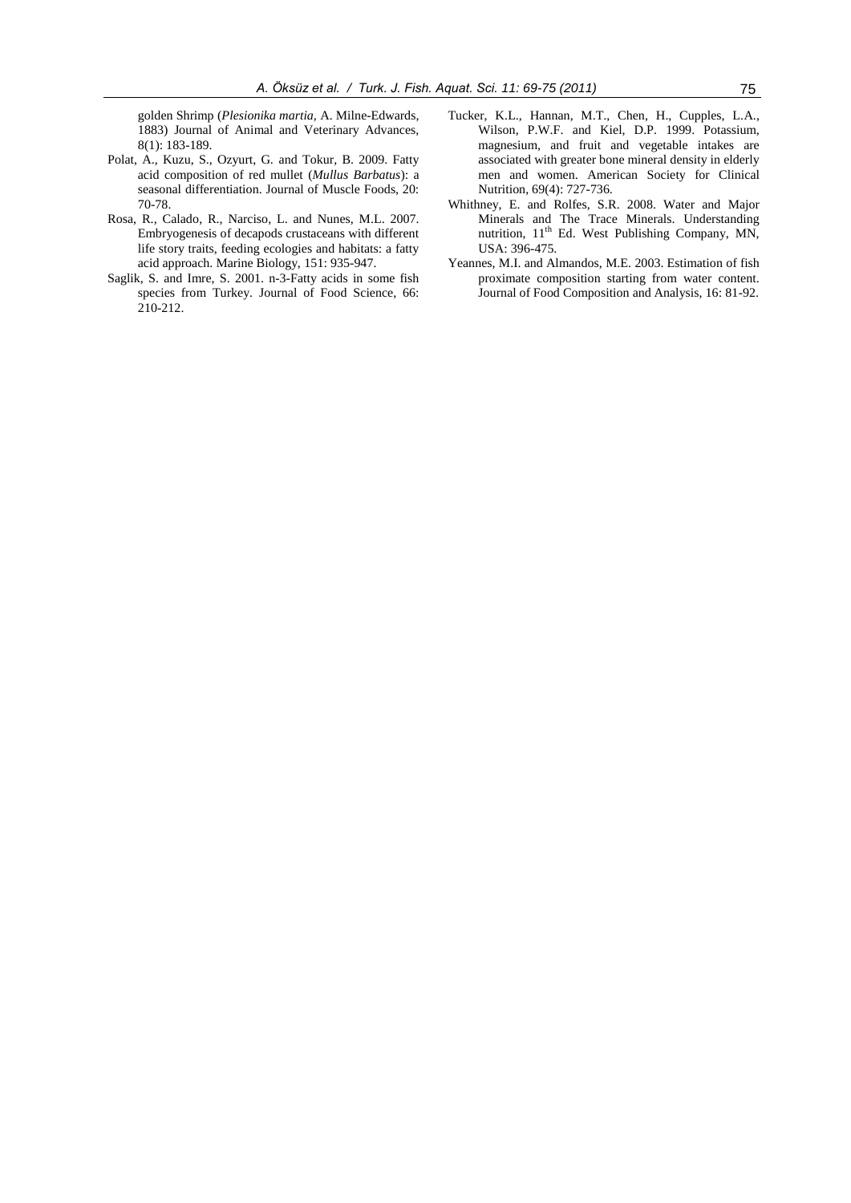golden Shrimp (*Plesionika martia*, A. Milne-Edwards, 1883) Journal of Animal and Veterinary Advances, 8(1): 183-189.

Polat, A., Kuzu, S., Ozyurt, G. and Tokur, B. 2009. Fatty acid composition of red mullet (*Mullus Barbatus*): a seasonal differentiation. Journal of Muscle Foods, 20: 70-78.

Rosa, R., Calado, R., Narciso, L. and Nunes, M.L. 2007. Embryogenesis of decapods crustaceans with different life story traits, feeding ecologies and habitats: a fatty acid approach. Marine Biology, 151: 935-947.

Saglik, S. and Imre, S. 2001. n-3-Fatty acids in some fish species from Turkey. Journal of Food Science, 66: 210-212.

Tucker, K.L., Hannan, M.T., Chen, H., Cupples, L.A., Wilson, P.W.F. and Kiel, D.P. 1999. Potassium, magnesium, and fruit and vegetable intakes are associated with greater bone mineral density in elderly men and women. American Society for Clinical Nutrition, 69(4): 727-736.

Whithney, E. and Rolfes, S.R. 2008. Water and Major Minerals and The Trace Minerals. Understanding nutrition, 11th Ed. West Publishing Company, MN, USA: 396-475.

Yeannes, M.I. and Almandos, M.E. 2003. Estimation of fish proximate composition starting from water content. Journal of Food Composition and Analysis, 16: 81-92.